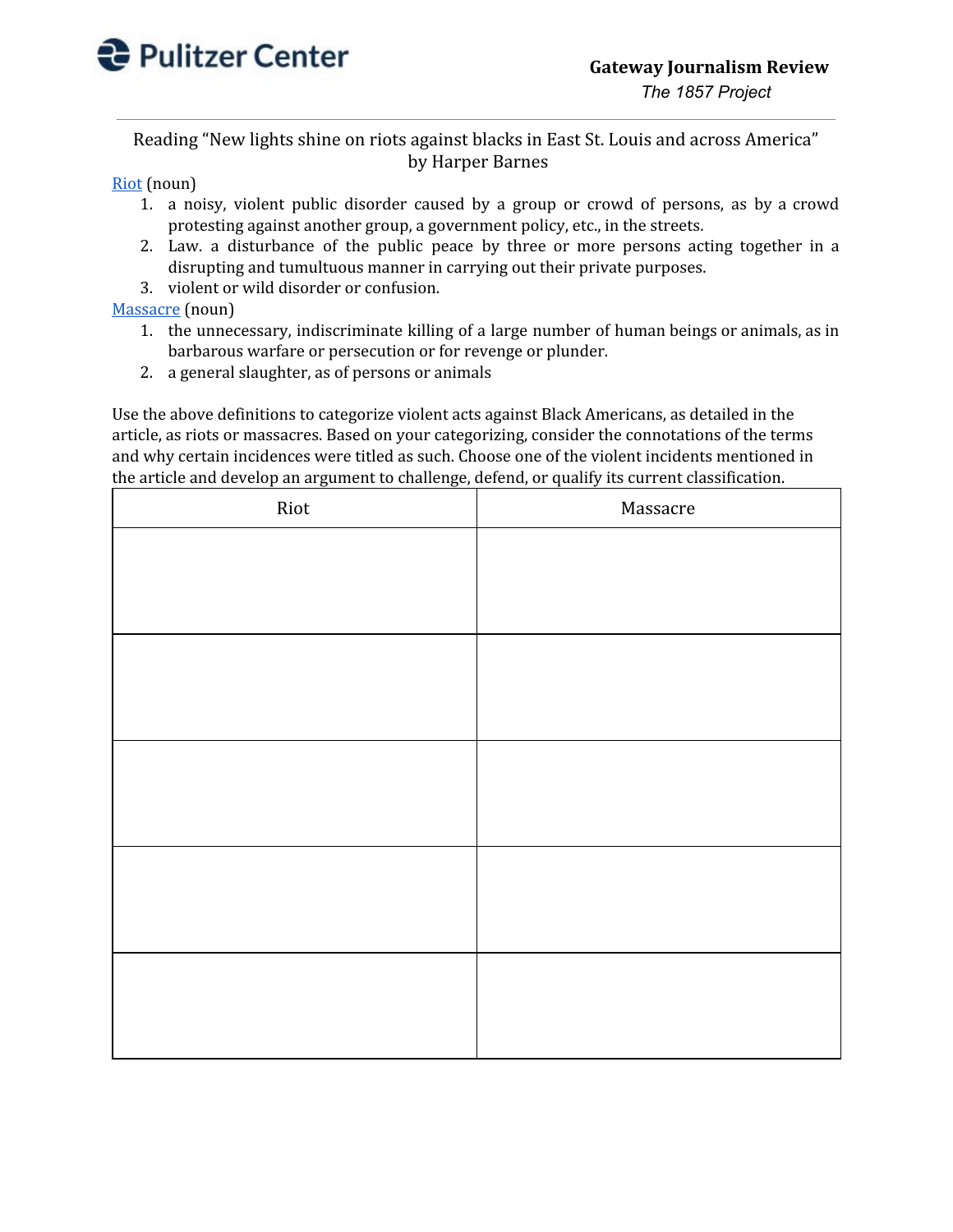Pulitzer Center

**Gateway Journalism Review**
*The 1857 Project*

Reading "New lights shine on riots against blacks in East St. Louis and across America" by Harper Barnes

Riot (noun)

1. a noisy, violent public disorder caused by a group or crowd of persons, as by a crowd protesting against another group, a government policy, etc., in the streets.
2. Law. a disturbance of the public peace by three or more persons acting together in a disrupting and tumultuous manner in carrying out their private purposes.
3. violent or wild disorder or confusion.

Massacre (noun)

1. the unnecessary, indiscriminate killing of a large number of human beings or animals, as in barbarous warfare or persecution or for revenge or plunder.
2. a general slaughter, as of persons or animals

Use the above definitions to categorize violent acts against Black Americans, as detailed in the article, as riots or massacres. Based on your categorizing, consider the connotations of the terms and why certain incidences were titled as such. Choose one of the violent incidents mentioned in the article and develop an argument to challenge, defend, or qualify its current classification.

| Riot | Massacre |
|---|---|
| | |
| | |
| | |
| | |
| | |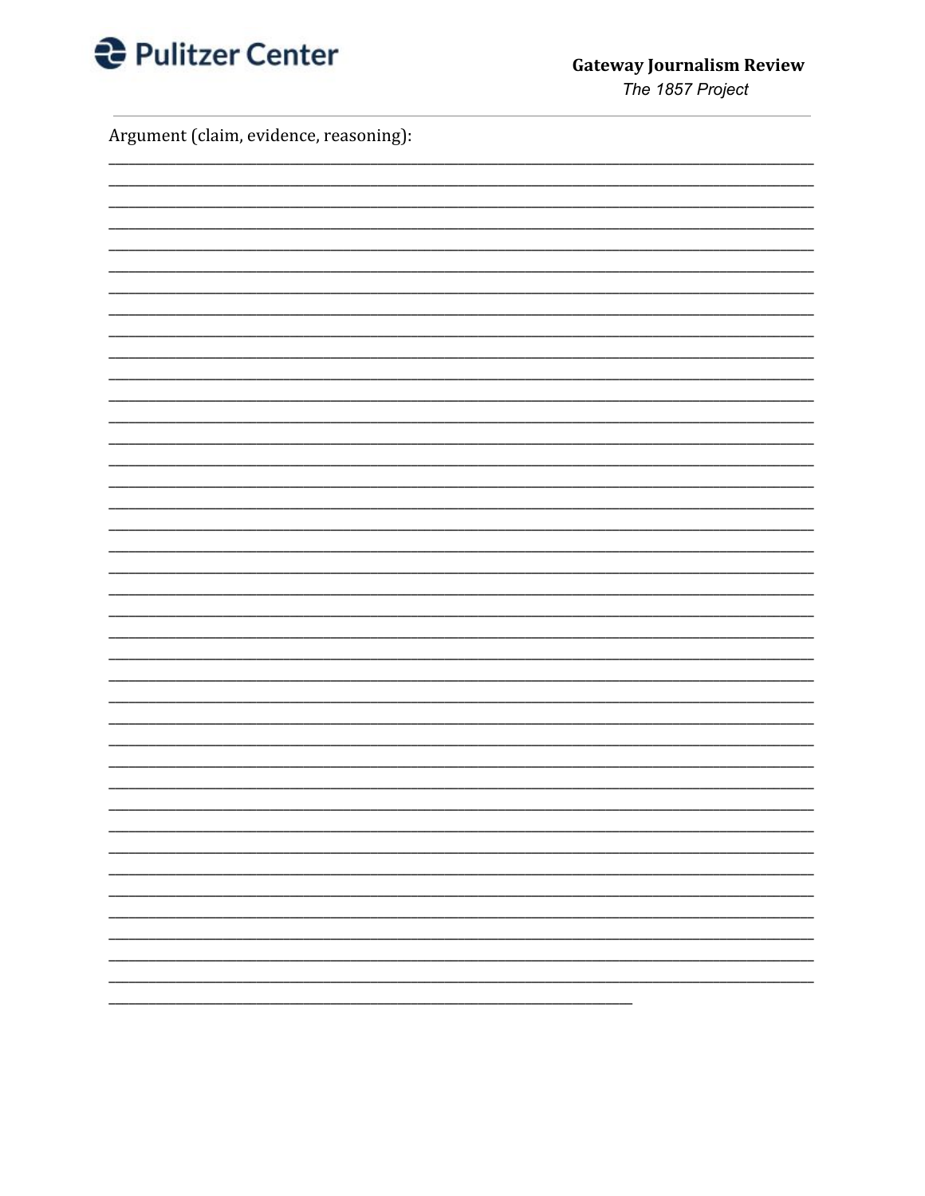Argument (claim, evidence, reasoning):